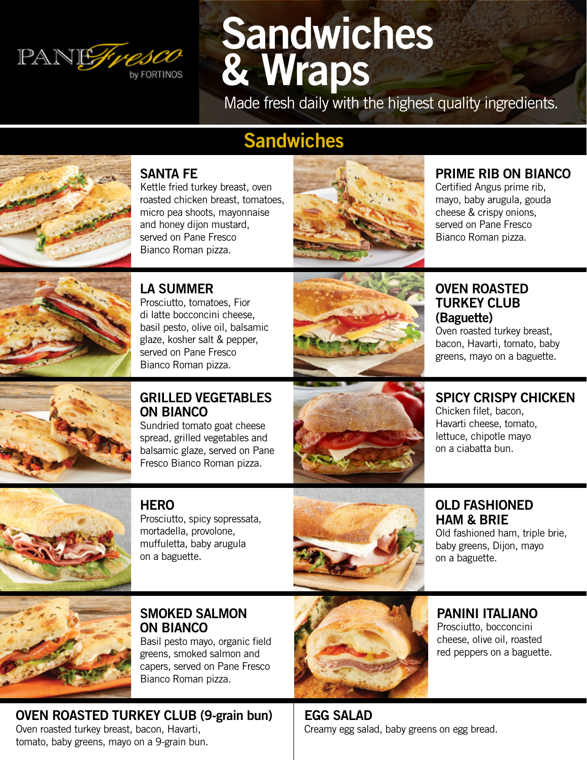PANE Fresco by FORTINOS

# Sandwiches & Wraps

Made fresh daily with the highest quality ingredients.

## Sandwiches

### SANTA FE
Kettle fried turkey breast, oven roasted chicken breast, tomatoes, micro pea shoots, mayonnaise and honey dijon mustard, served on Pane Fresco Bianco Roman pizza.

### PRIME RIB ON BIANCO
Certified Angus prime rib, mayo, baby arugula, gouda cheese & crispy onions, served on Pane Fresco Bianco Roman pizza.

### LA SUMMER
Prosciutto, tomatoes, Fior di latte bocconcini cheese, basil pesto, olive oil, balsamic glaze, kosher salt & pepper, served on Pane Fresco Bianco Roman pizza.

### OVEN ROASTED TURKEY CLUB (Baguette)
Oven roasted turkey breast, bacon, Havarti, tomato, baby greens, mayo on a baguette.

### GRILLED VEGETABLES ON BIANCO
Sundried tomato goat cheese spread, grilled vegetables and balsamic glaze, served on Pane Fresco Bianco Roman pizza.

### SPICY CRISPY CHICKEN
Chicken filet, bacon, Havarti cheese, tomato, lettuce, chipotle mayo on a ciabatta bun.

### HERO
Prosciutto, spicy sopressata, mortadella, provolone, muffuletta, baby arugula on a baguette.

### OLD FASHIONED HAM & BRIE
Old fashioned ham, triple brie, baby greens, Dijon, mayo on a baguette.

### SMOKED SALMON ON BIANCO
Basil pesto mayo, organic field greens, smoked salmon and capers, served on Pane Fresco Bianco Roman pizza.

### PANINI ITALIANO
Prosciutto, bocconcini cheese, olive oil, roasted red peppers on a baguette.

### OVEN ROASTED TURKEY CLUB (9-grain bun)
Oven roasted turkey breast, bacon, Havarti, tomato, baby greens, mayo on a 9-grain bun.

### EGG SALAD
Creamy egg salad, baby greens on egg bread.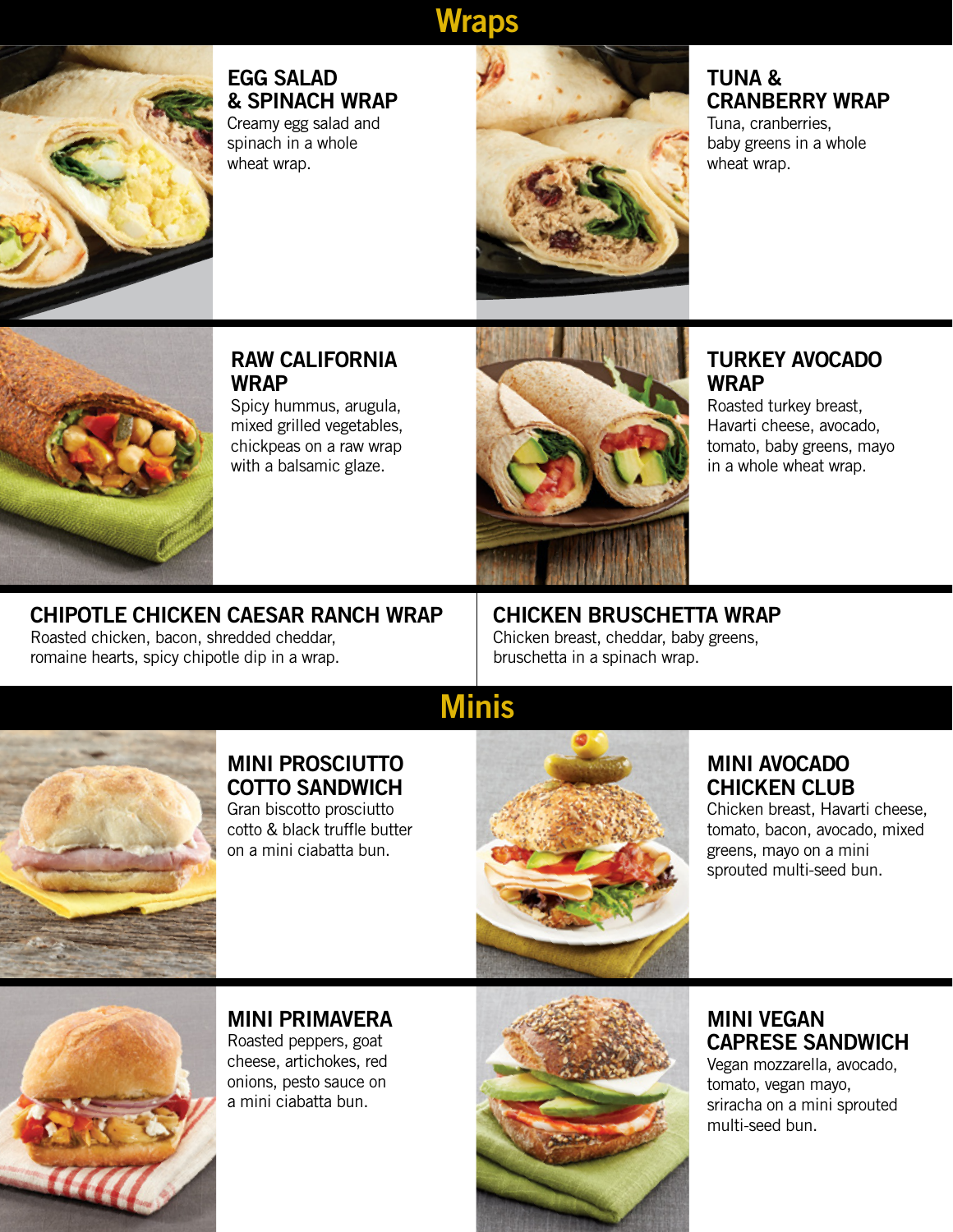# Wraps

### EGG SALAD & SPINACH WRAP

Creamy egg salad and spinach in a whole wheat wrap.

### TUNA & CRANBERRY WRAP

Tuna, cranberries, baby greens in a whole wheat wrap.

### RAW CALIFORNIA WRAP

Spicy hummus, arugula, mixed grilled vegetables, chickpeas on a raw wrap with a balsamic glaze.

### TURKEY AVOCADO WRAP

Roasted turkey breast, Havarti cheese, avocado, tomato, baby greens, mayo in a whole wheat wrap.

### CHIPOTLE CHICKEN CAESAR RANCH WRAP

Roasted chicken, bacon, shredded cheddar, romaine hearts, spicy chipotle dip in a wrap.

### CHICKEN BRUSCHETTA WRAP

Chicken breast, cheddar, baby greens, bruschetta in a spinach wrap.

# Minis

### MINI PROSCIUTTO COTTO SANDWICH

Gran biscotto prosciutto cotto & black truffle butter on a mini ciabatta bun.

### MINI AVOCADO CHICKEN CLUB

Chicken breast, Havarti cheese, tomato, bacon, avocado, mixed greens, mayo on a mini sprouted multi-seed bun.

### MINI PRIMAVERA

Roasted peppers, goat cheese, artichokes, red onions, pesto sauce on a mini ciabatta bun.

### MINI VEGAN CAPRESE SANDWICH

Vegan mozzarella, avocado, tomato, vegan mayo, sriracha on a mini sprouted multi-seed bun.